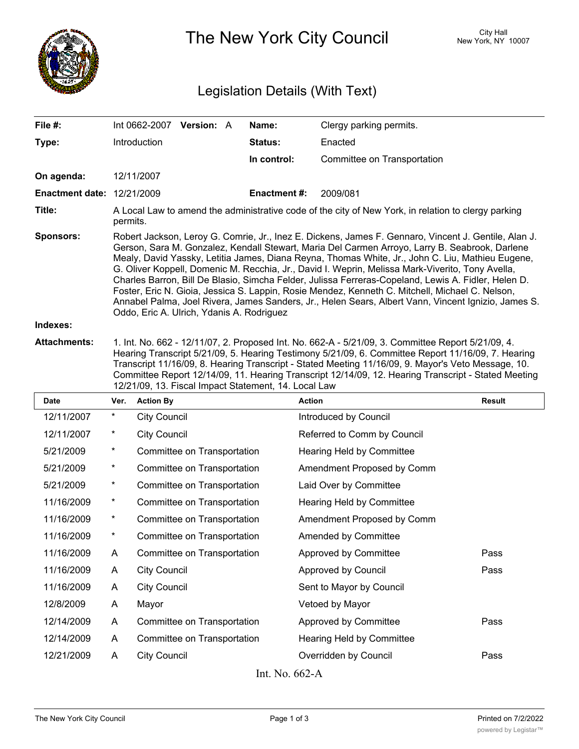# The New York City Council

City Hall
New York, NY 10007

## Legislation Details (With Text)

| | | | |
|---|---|---|---|
| **File #:** | Int 0662-2007 **Version:** A | **Name:** | Clergy parking permits. |
| **Type:** | Introduction | **Status:** | Enacted |
| | | **In control:** | Committee on Transportation |
| **On agenda:** | 12/11/2007 | | |
| **Enactment date:** | 12/21/2009 | **Enactment #:** | 2009/081 |

**Title:** A Local Law to amend the administrative code of the city of New York, in relation to clergy parking permits.

**Sponsors:** Robert Jackson, Leroy G. Comrie, Jr., Inez E. Dickens, James F. Gennaro, Vincent J. Gentile, Alan J. Gerson, Sara M. Gonzalez, Kendall Stewart, Maria Del Carmen Arroyo, Larry B. Seabrook, Darlene Mealy, David Yassky, Letitia James, Diana Reyna, Thomas White, Jr., John C. Liu, Mathieu Eugene, G. Oliver Koppell, Domenic M. Recchia, Jr., David I. Weprin, Melissa Mark-Viverito, Tony Avella, Charles Barron, Bill De Blasio, Simcha Felder, Julissa Ferreras-Copeland, Lewis A. Fidler, Helen D. Foster, Eric N. Gioia, Jessica S. Lappin, Rosie Mendez, Kenneth C. Mitchell, Michael C. Nelson, Annabel Palma, Joel Rivera, James Sanders, Jr., Helen Sears, Albert Vann, Vincent Ignizio, James S. Oddo, Eric A. Ulrich, Ydanis A. Rodriguez

**Indexes:**

**Attachments:** 1. Int. No. 662 - 12/11/07, 2. Proposed Int. No. 662-A - 5/21/09, 3. Committee Report 5/21/09, 4. Hearing Transcript 5/21/09, 5. Hearing Testimony 5/21/09, 6. Committee Report 11/16/09, 7. Hearing Transcript 11/16/09, 8. Hearing Transcript - Stated Meeting 11/16/09, 9. Mayor's Veto Message, 10. Committee Report 12/14/09, 11. Hearing Transcript 12/14/09, 12. Hearing Transcript - Stated Meeting 12/21/09, 13. Fiscal Impact Statement, 14. Local Law

| Date | Ver. | Action By | Action | Result |
|---|---|---|---|---|
| 12/11/2007 | * | City Council | Introduced by Council | |
| 12/11/2007 | * | City Council | Referred to Comm by Council | |
| 5/21/2009 | * | Committee on Transportation | Hearing Held by Committee | |
| 5/21/2009 | * | Committee on Transportation | Amendment Proposed by Comm | |
| 5/21/2009 | * | Committee on Transportation | Laid Over by Committee | |
| 11/16/2009 | * | Committee on Transportation | Hearing Held by Committee | |
| 11/16/2009 | * | Committee on Transportation | Amendment Proposed by Comm | |
| 11/16/2009 | * | Committee on Transportation | Amended by Committee | |
| 11/16/2009 | A | Committee on Transportation | Approved by Committee | Pass |
| 11/16/2009 | A | City Council | Approved by Council | Pass |
| 11/16/2009 | A | City Council | Sent to Mayor by Council | |
| 12/8/2009 | A | Mayor | Vetoed by Mayor | |
| 12/14/2009 | A | Committee on Transportation | Approved by Committee | Pass |
| 12/14/2009 | A | Committee on Transportation | Hearing Held by Committee | |
| 12/21/2009 | A | City Council | Overridden by Council | Pass |

Int. No. 662-A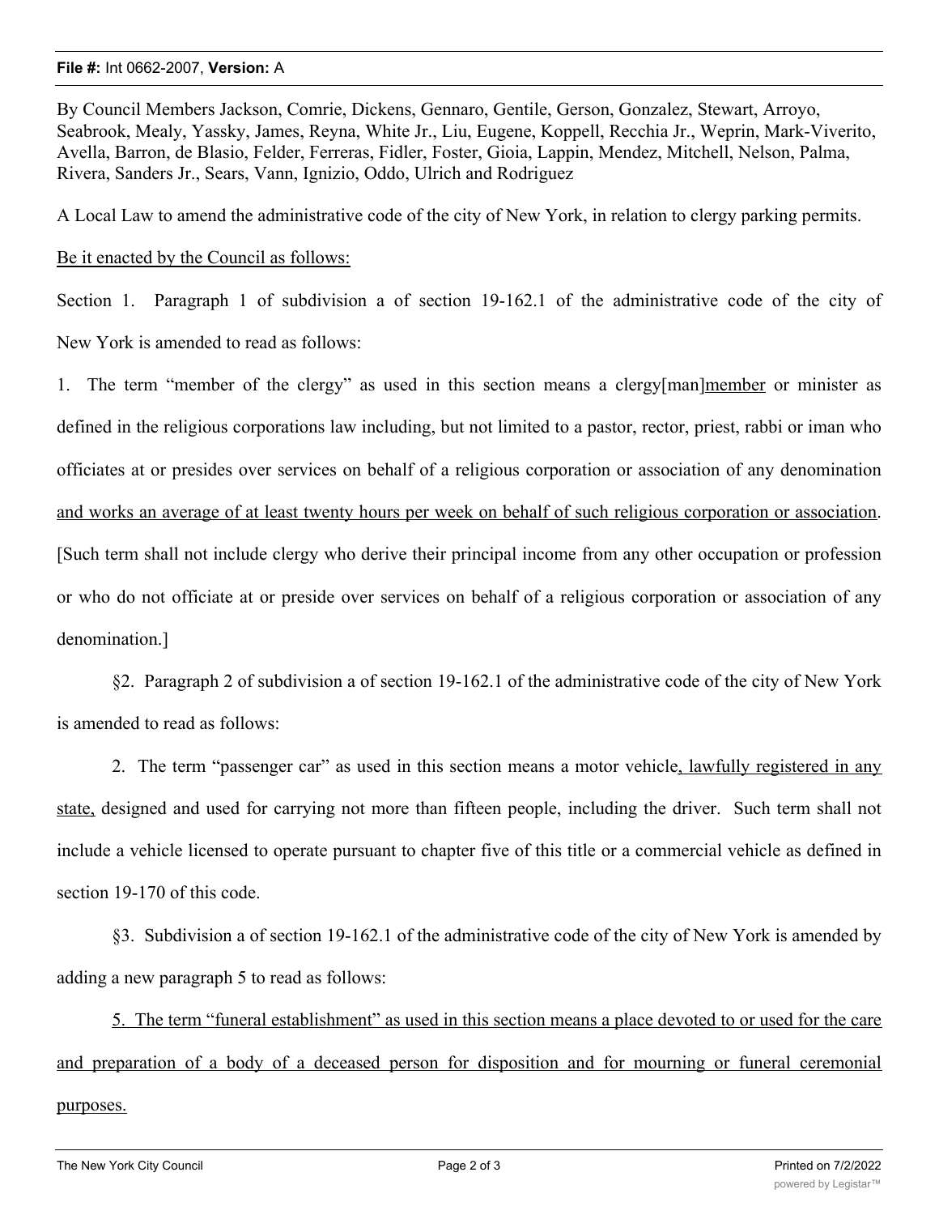**File #:** Int 0662-2007, **Version:** A

By Council Members Jackson, Comrie, Dickens, Gennaro, Gentile, Gerson, Gonzalez, Stewart, Arroyo, Seabrook, Mealy, Yassky, James, Reyna, White Jr., Liu, Eugene, Koppell, Recchia Jr., Weprin, Mark-Viverito, Avella, Barron, de Blasio, Felder, Ferreras, Fidler, Foster, Gioia, Lappin, Mendez, Mitchell, Nelson, Palma, Rivera, Sanders Jr., Sears, Vann, Ignizio, Oddo, Ulrich and Rodriguez

A Local Law to amend the administrative code of the city of New York, in relation to clergy parking permits.

<u>Be it enacted by the Council as follows:</u>

Section 1. Paragraph 1 of subdivision a of section 19-162.1 of the administrative code of the city of New York is amended to read as follows:

1. The term "member of the clergy" as used in this section means a clergy[man]<u>member</u> or minister as defined in the religious corporations law including, but not limited to a pastor, rector, priest, rabbi or iman who officiates at or presides over services on behalf of a religious corporation or association of any denomination <u>and works an average of at least twenty hours per week on behalf of such religious corporation or association</u>. [Such term shall not include clergy who derive their principal income from any other occupation or profession or who do not officiate at or preside over services on behalf of a religious corporation or association of any denomination.]

§2. Paragraph 2 of subdivision a of section 19-162.1 of the administrative code of the city of New York is amended to read as follows:

2. The term "passenger car" as used in this section means a motor vehicle<u>, lawfully registered in any state,</u> designed and used for carrying not more than fifteen people, including the driver. Such term shall not include a vehicle licensed to operate pursuant to chapter five of this title or a commercial vehicle as defined in section 19-170 of this code.

§3. Subdivision a of section 19-162.1 of the administrative code of the city of New York is amended by adding a new paragraph 5 to read as follows:

<u>5. The term "funeral establishment" as used in this section means a place devoted to or used for the care and preparation of a body of a deceased person for disposition and for mourning or funeral ceremonial purposes.</u>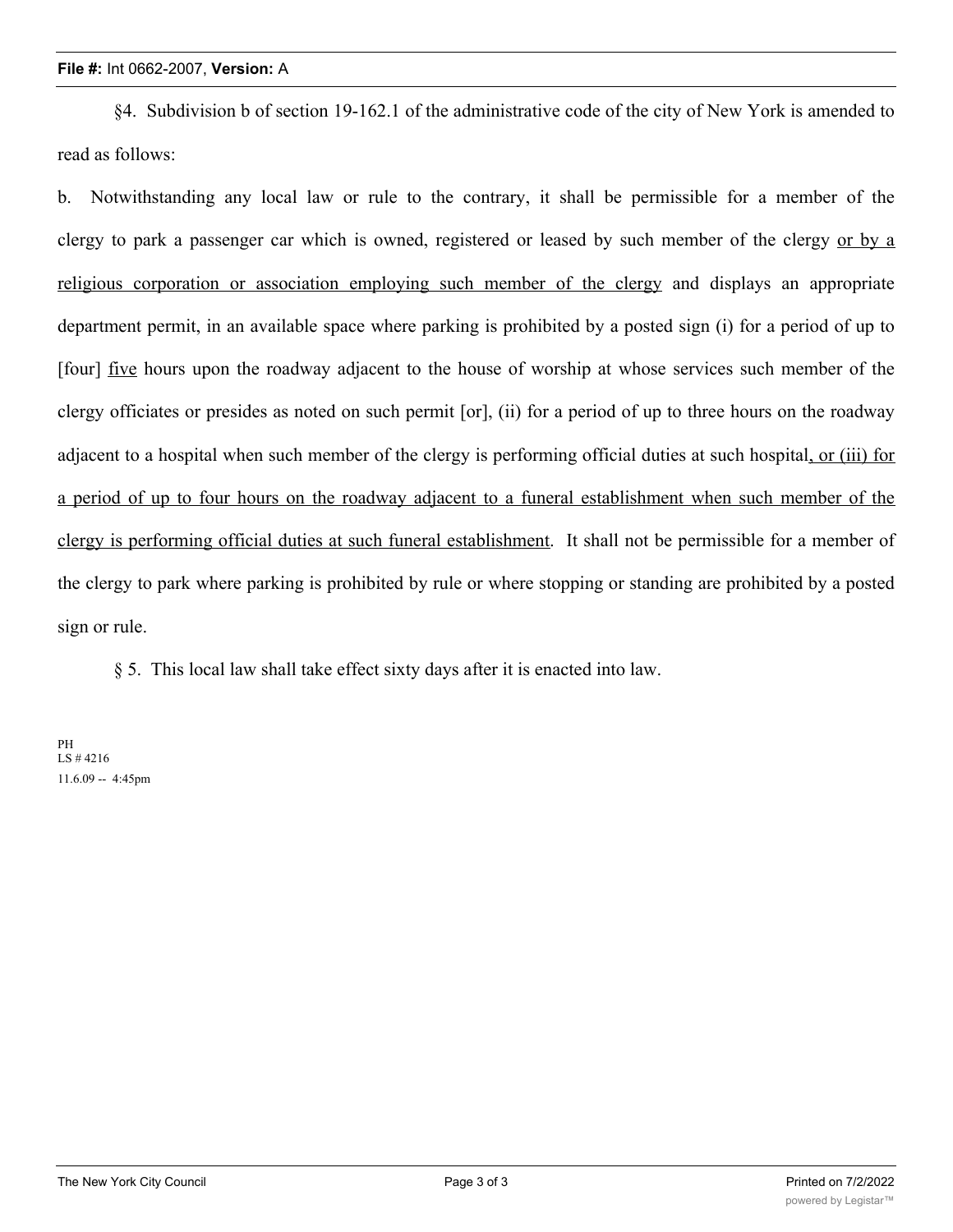§4. Subdivision b of section 19-162.1 of the administrative code of the city of New York is amended to read as follows:

b. Notwithstanding any local law or rule to the contrary, it shall be permissible for a member of the clergy to park a passenger car which is owned, registered or leased by such member of the clergy <u>or by a religious corporation or association employing such member of the clergy</u> and displays an appropriate department permit, in an available space where parking is prohibited by a posted sign (i) for a period of up to [four] <u>five</u> hours upon the roadway adjacent to the house of worship at whose services such member of the clergy officiates or presides as noted on such permit [or], (ii) for a period of up to three hours on the roadway adjacent to a hospital when such member of the clergy is performing official duties at such hospital<u>, or (iii) for a period of up to four hours on the roadway adjacent to a funeral establishment when such member of the clergy is performing official duties at such funeral establishment</u>. It shall not be permissible for a member of the clergy to park where parking is prohibited by rule or where stopping or standing are prohibited by a posted sign or rule.

§ 5. This local law shall take effect sixty days after it is enacted into law.

PH
LS # 4216
11.6.09 -- 4:45pm